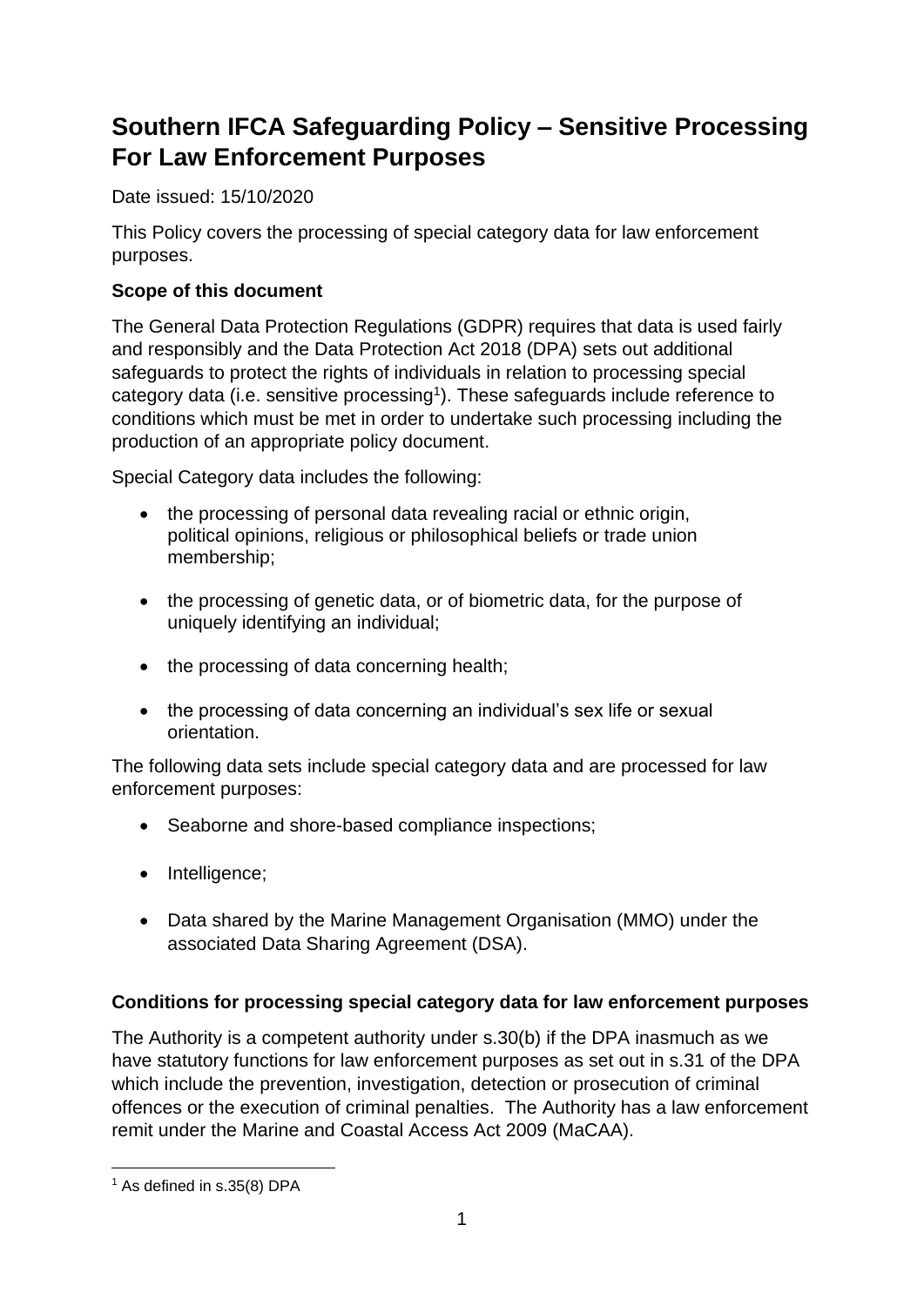# Southern IFCA Safeguarding Policy – Sensitive Processing For Law Enforcement Purposes

Date issued: 15/10/2020

This Policy covers the processing of special category data for law enforcement purposes.

**Scope of this document**

The General Data Protection Regulations (GDPR) requires that data is used fairly and responsibly and the Data Protection Act 2018 (DPA) sets out additional safeguards to protect the rights of individuals in relation to processing special category data (i.e. sensitive processing[1]). These safeguards include reference to conditions which must be met in order to undertake such processing including the production of an appropriate policy document.

Special Category data includes the following:

- the processing of personal data revealing racial or ethnic origin, political opinions, religious or philosophical beliefs or trade union membership;
- the processing of genetic data, or of biometric data, for the purpose of uniquely identifying an individual;
- the processing of data concerning health;
- the processing of data concerning an individual's sex life or sexual orientation.

The following data sets include special category data and are processed for law enforcement purposes:

- Seaborne and shore-based compliance inspections;
- Intelligence;
- Data shared by the Marine Management Organisation (MMO) under the associated Data Sharing Agreement (DSA).

**Conditions for processing special category data for law enforcement purposes**

The Authority is a competent authority under s.30(b) if the DPA inasmuch as we have statutory functions for law enforcement purposes as set out in s.31 of the DPA which include the prevention, investigation, detection or prosecution of criminal offences or the execution of criminal penalties. The Authority has a law enforcement remit under the Marine and Coastal Access Act 2009 (MaCAA).

[1] As defined in s.35(8) DPA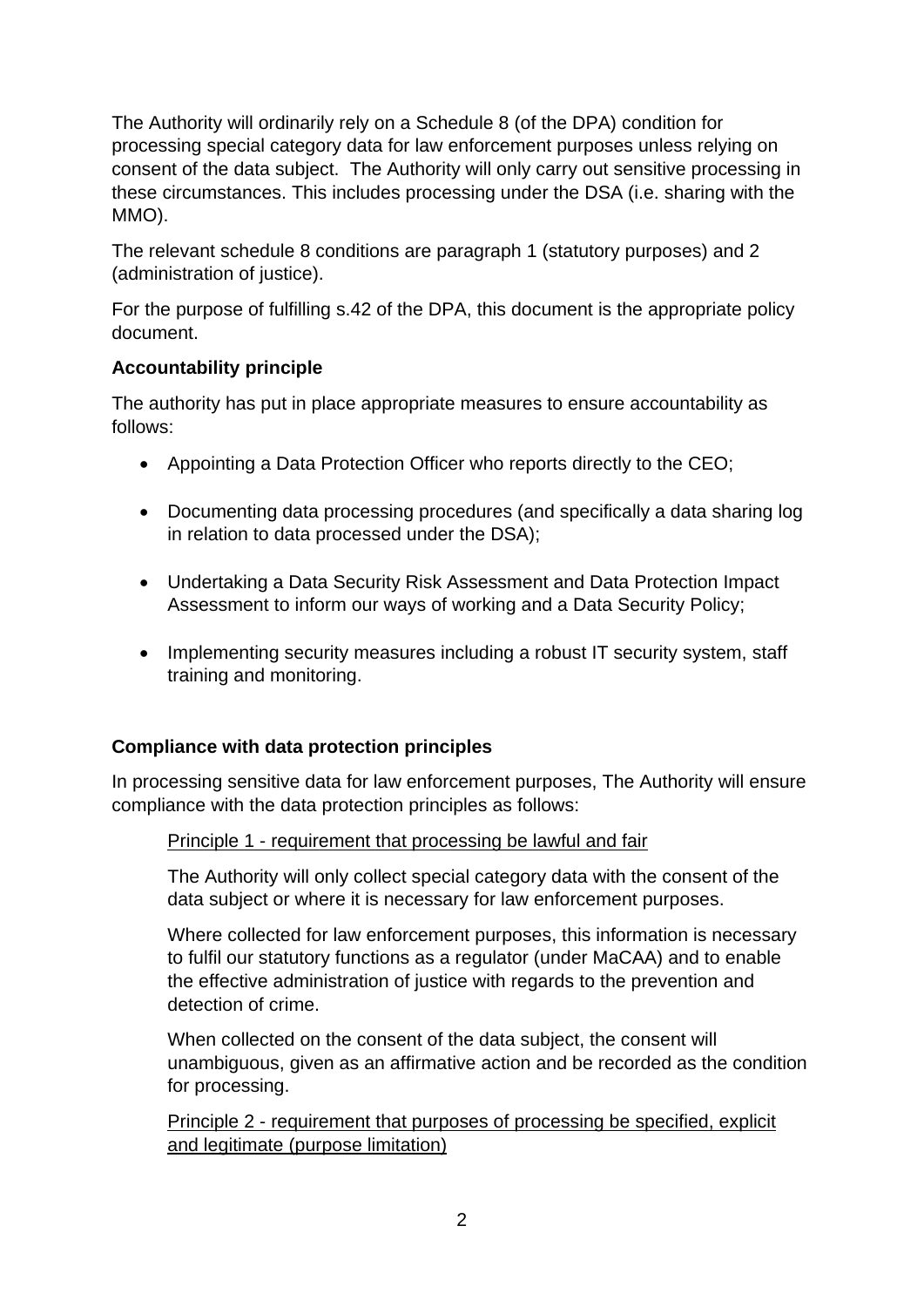The Authority will ordinarily rely on a Schedule 8 (of the DPA) condition for processing special category data for law enforcement purposes unless relying on consent of the data subject. The Authority will only carry out sensitive processing in these circumstances. This includes processing under the DSA (i.e. sharing with the MMO).

The relevant schedule 8 conditions are paragraph 1 (statutory purposes) and 2 (administration of justice).

For the purpose of fulfilling s.42 of the DPA, this document is the appropriate policy document.

**Accountability principle**

The authority has put in place appropriate measures to ensure accountability as follows:

- Appointing a Data Protection Officer who reports directly to the CEO;
- Documenting data processing procedures (and specifically a data sharing log in relation to data processed under the DSA);
- Undertaking a Data Security Risk Assessment and Data Protection Impact Assessment to inform our ways of working and a Data Security Policy;
- Implementing security measures including a robust IT security system, staff training and monitoring.

**Compliance with data protection principles**

In processing sensitive data for law enforcement purposes, The Authority will ensure compliance with the data protection principles as follows:

<u>Principle 1 - requirement that processing be lawful and fair</u>

The Authority will only collect special category data with the consent of the data subject or where it is necessary for law enforcement purposes.

Where collected for law enforcement purposes, this information is necessary to fulfil our statutory functions as a regulator (under MaCAA) and to enable the effective administration of justice with regards to the prevention and detection of crime.

When collected on the consent of the data subject, the consent will unambiguous, given as an affirmative action and be recorded as the condition for processing.

<u>Principle 2 - requirement that purposes of processing be specified, explicit and legitimate (purpose limitation)</u>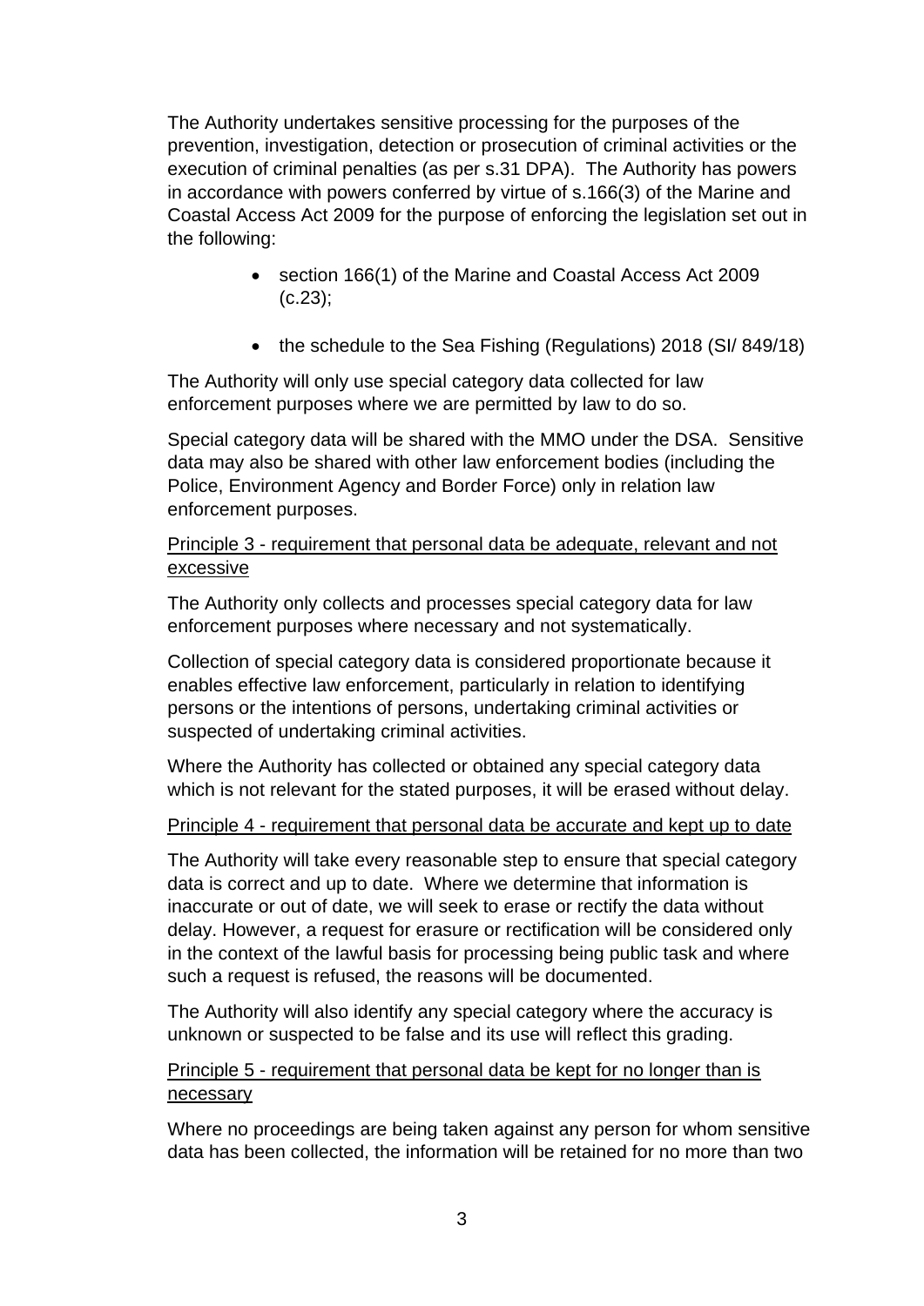The Authority undertakes sensitive processing for the purposes of the prevention, investigation, detection or prosecution of criminal activities or the execution of criminal penalties (as per s.31 DPA). The Authority has powers in accordance with powers conferred by virtue of s.166(3) of the Marine and Coastal Access Act 2009 for the purpose of enforcing the legislation set out in the following:

- section 166(1) of the Marine and Coastal Access Act 2009 (c.23);
- the schedule to the Sea Fishing (Regulations) 2018 (SI/ 849/18)

The Authority will only use special category data collected for law enforcement purposes where we are permitted by law to do so.

Special category data will be shared with the MMO under the DSA. Sensitive data may also be shared with other law enforcement bodies (including the Police, Environment Agency and Border Force) only in relation law enforcement purposes.

<u>Principle 3 - requirement that personal data be adequate, relevant and not excessive</u>

The Authority only collects and processes special category data for law enforcement purposes where necessary and not systematically.

Collection of special category data is considered proportionate because it enables effective law enforcement, particularly in relation to identifying persons or the intentions of persons, undertaking criminal activities or suspected of undertaking criminal activities.

Where the Authority has collected or obtained any special category data which is not relevant for the stated purposes, it will be erased without delay.

<u>Principle 4 - requirement that personal data be accurate and kept up to date</u>

The Authority will take every reasonable step to ensure that special category data is correct and up to date. Where we determine that information is inaccurate or out of date, we will seek to erase or rectify the data without delay. However, a request for erasure or rectification will be considered only in the context of the lawful basis for processing being public task and where such a request is refused, the reasons will be documented.

The Authority will also identify any special category where the accuracy is unknown or suspected to be false and its use will reflect this grading.

<u>Principle 5 - requirement that personal data be kept for no longer than is necessary</u>

Where no proceedings are being taken against any person for whom sensitive data has been collected, the information will be retained for no more than two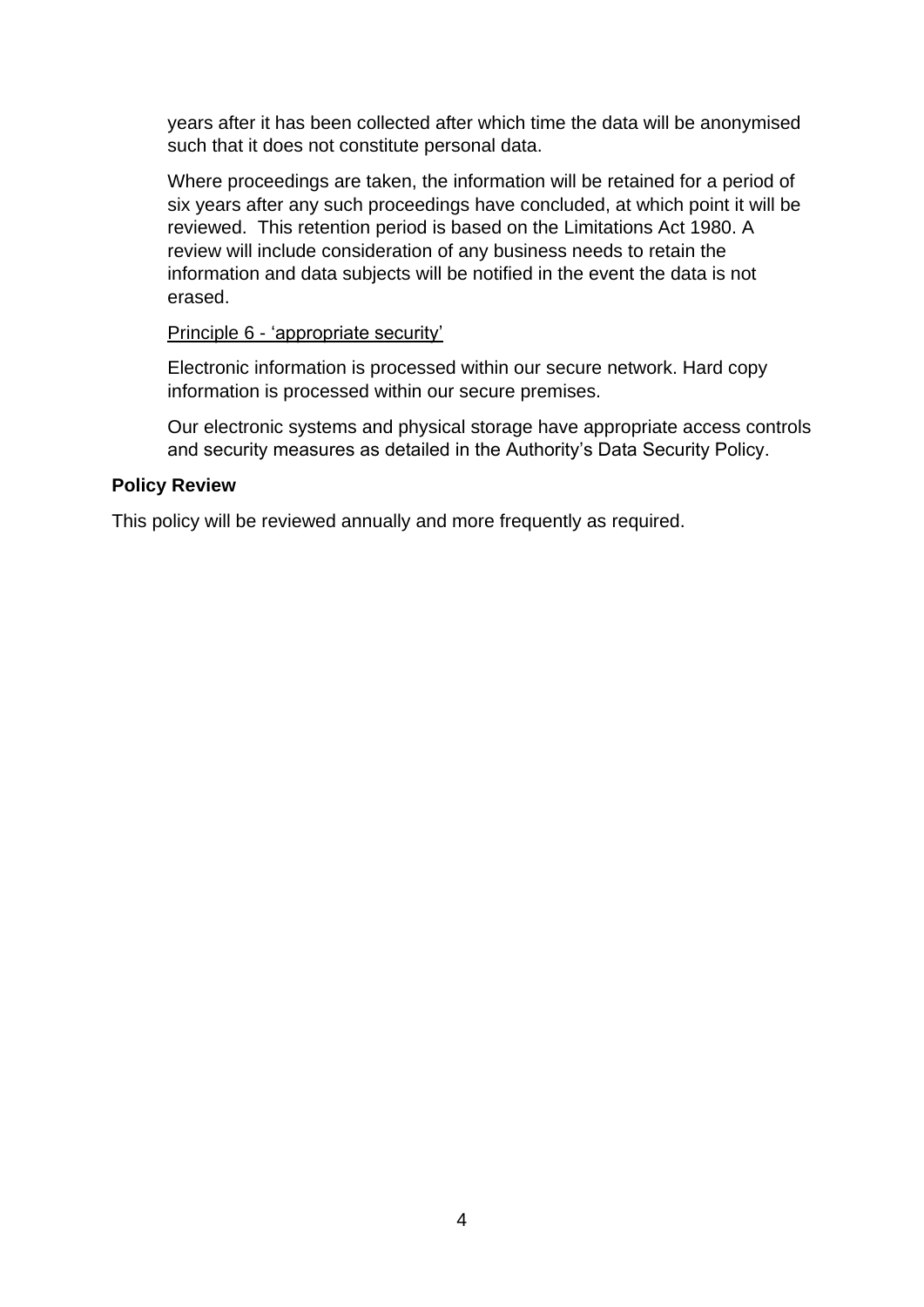years after it has been collected after which time the data will be anonymised such that it does not constitute personal data.

Where proceedings are taken, the information will be retained for a period of six years after any such proceedings have concluded, at which point it will be reviewed. This retention period is based on the Limitations Act 1980. A review will include consideration of any business needs to retain the information and data subjects will be notified in the event the data is not erased.

Principle 6 - 'appropriate security'

Electronic information is processed within our secure network. Hard copy information is processed within our secure premises.

Our electronic systems and physical storage have appropriate access controls and security measures as detailed in the Authority's Data Security Policy.

**Policy Review**

This policy will be reviewed annually and more frequently as required.